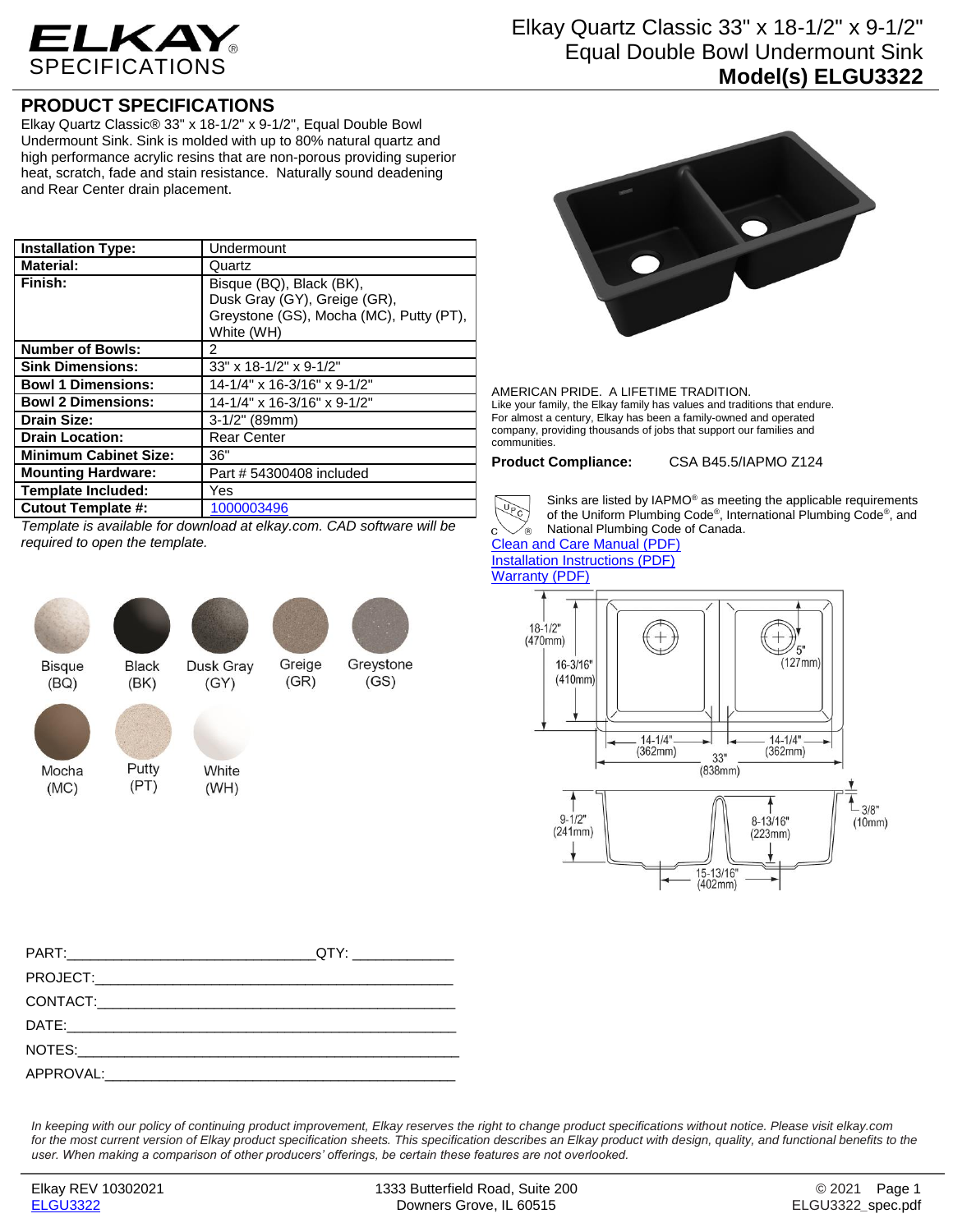# ELKAY SPECIFICATIONS

## Elkay Quartz Classic 33" x 18-1/2" x 9-1/2" Equal Double Bowl Undermount Sink
**Model(s) ELGU3322**

## PRODUCT SPECIFICATIONS

Elkay Quartz Classic® 33" x 18-1/2" x 9-1/2", Equal Double Bowl Undermount Sink. Sink is molded with up to 80% natural quartz and high performance acrylic resins that are non-porous providing superior heat, scratch, fade and stain resistance. Naturally sound deadening and Rear Center drain placement.

| | |
|---|---|
| **Installation Type:** | Undermount |
| **Material:** | Quartz |
| **Finish:** | Bisque (BQ), Black (BK), Dusk Gray (GY), Greige (GR), Greystone (GS), Mocha (MC), Putty (PT), White (WH) |
| **Number of Bowls:** | 2 |
| **Sink Dimensions:** | 33" x 18-1/2" x 9-1/2" |
| **Bowl 1 Dimensions:** | 14-1/4" x 16-3/16" x 9-1/2" |
| **Bowl 2 Dimensions:** | 14-1/4" x 16-3/16" x 9-1/2" |
| **Drain Size:** | 3-1/2" (89mm) |
| **Drain Location:** | Rear Center |
| **Minimum Cabinet Size:** | 36" |
| **Mounting Hardware:** | Part # 54300408 included |
| **Template Included:** | Yes |
| **Cutout Template #:** | 1000003496 |

*Template is available for download at elkay.com. CAD software will be required to open the template.*

Bisque (BQ) | Black (BK) | Dusk Gray (GY) | Greige (GR) | Greystone (GS) | Mocha (MC) | Putty (PT) | White (WH)

AMERICAN PRIDE. A LIFETIME TRADITION.
Like your family, the Elkay family has values and traditions that endure. For almost a century, Elkay has been a family-owned and operated company, providing thousands of jobs that support our families and communities.

**Product Compliance:** CSA B45.5/IAPMO Z124

Sinks are listed by IAPMO® as meeting the applicable requirements of the Uniform Plumbing Code®, International Plumbing Code®, and National Plumbing Code of Canada.

Clean and Care Manual (PDF)
Installation Instructions (PDF)
Warranty (PDF)

18-1/2" (470mm) | 16-3/16" (410mm) | 5" (127mm) | 14-1/4" (362mm) | 14-1/4" (362mm) | 33" (838mm) | 9-1/2" (241mm) | 8-13/16" (223mm) | 3/8" (10mm) | 15-13/16" (402mm)

PART:_______________________________QTY: ____________
PROJECT:_____________________________________________
CONTACT:_____________________________________________
DATE:_________________________________________________
NOTES:________________________________________________
APPROVAL:____________________________________________

*In keeping with our policy of continuing product improvement, Elkay reserves the right to change product specifications without notice. Please visit elkay.com for the most current version of Elkay product specification sheets. This specification describes an Elkay product with design, quality, and functional benefits to the user. When making a comparison of other producers' offerings, be certain these features are not overlooked.*

Elkay REV 10302021
ELGU3322
1333 Butterfield Road, Suite 200
Downers Grove, IL 60515
© 2021
ELGU3322_spec.pdf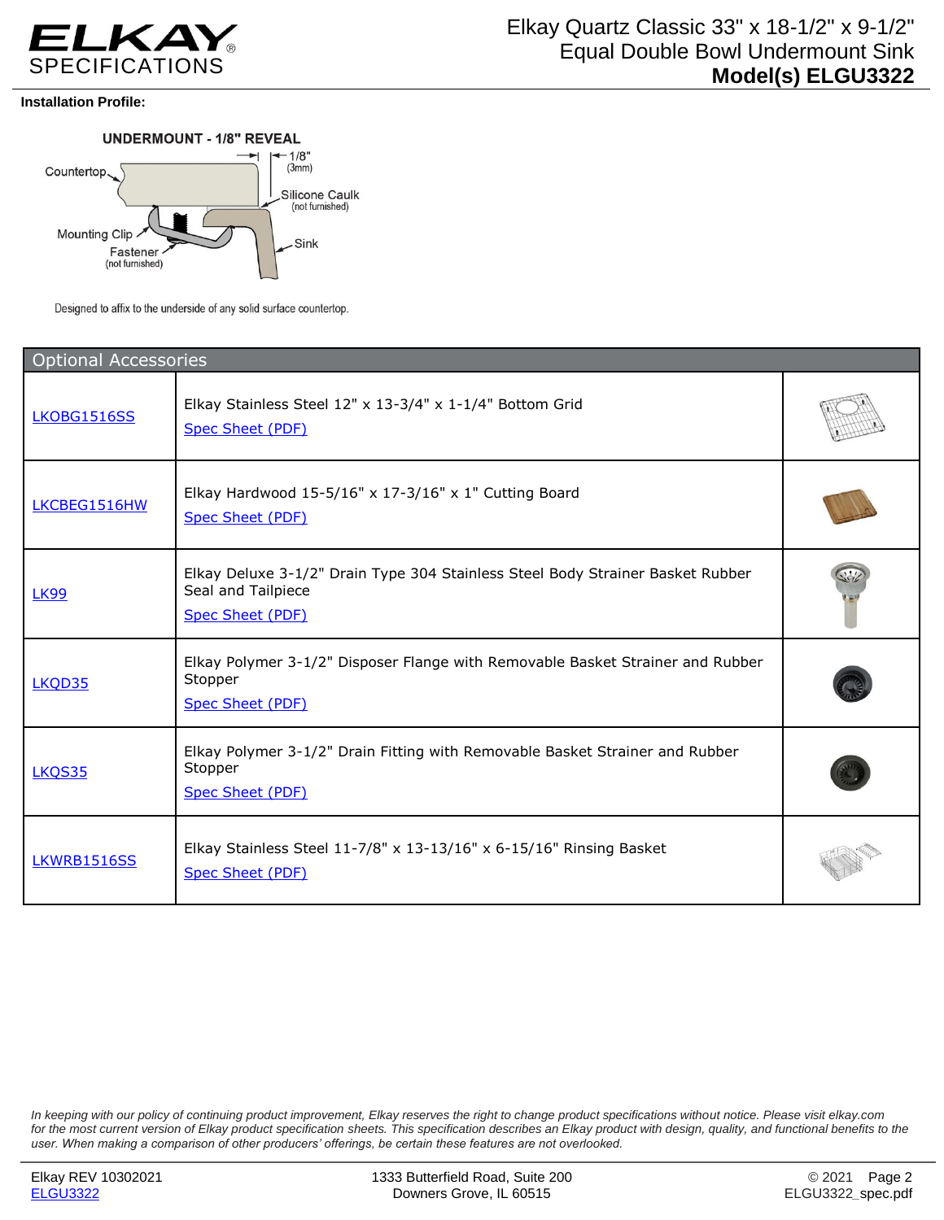**Installation Profile:**

UNDERMOUNT - 1/8" REVEAL

1/8" (3mm)

Countertop

Silicone Caulk (not furnished)

Mounting Clip

Fastener (not furnished)

Sink

Designed to affix to the underside of any solid surface countertop.

| Optional Accessories | | |
|---|---|---|
| LKOBG1516SS | Elkay Stainless Steel 12" x 13-3/4" x 1-1/4" Bottom Grid<br>Spec Sheet (PDF) | |
| LKCBEG1516HW | Elkay Hardwood 15-5/16" x 17-3/16" x 1" Cutting Board<br>Spec Sheet (PDF) | |
| LK99 | Elkay Deluxe 3-1/2" Drain Type 304 Stainless Steel Body Strainer Basket Rubber Seal and Tailpiece<br>Spec Sheet (PDF) | |
| LKQD35 | Elkay Polymer 3-1/2" Disposer Flange with Removable Basket Strainer and Rubber Stopper<br>Spec Sheet (PDF) | |
| LKQS35 | Elkay Polymer 3-1/2" Drain Fitting with Removable Basket Strainer and Rubber Stopper<br>Spec Sheet (PDF) | |
| LKWRB1516SS | Elkay Stainless Steel 11-7/8" x 13-13/16" x 6-15/16" Rinsing Basket<br>Spec Sheet (PDF) | |

*In keeping with our policy of continuing product improvement, Elkay reserves the right to change product specifications without notice. Please visit elkay.com for the most current version of Elkay product specification sheets. This specification describes an Elkay product with design, quality, and functional benefits to the user. When making a comparison of other producers' offerings, be certain these features are not overlooked.*